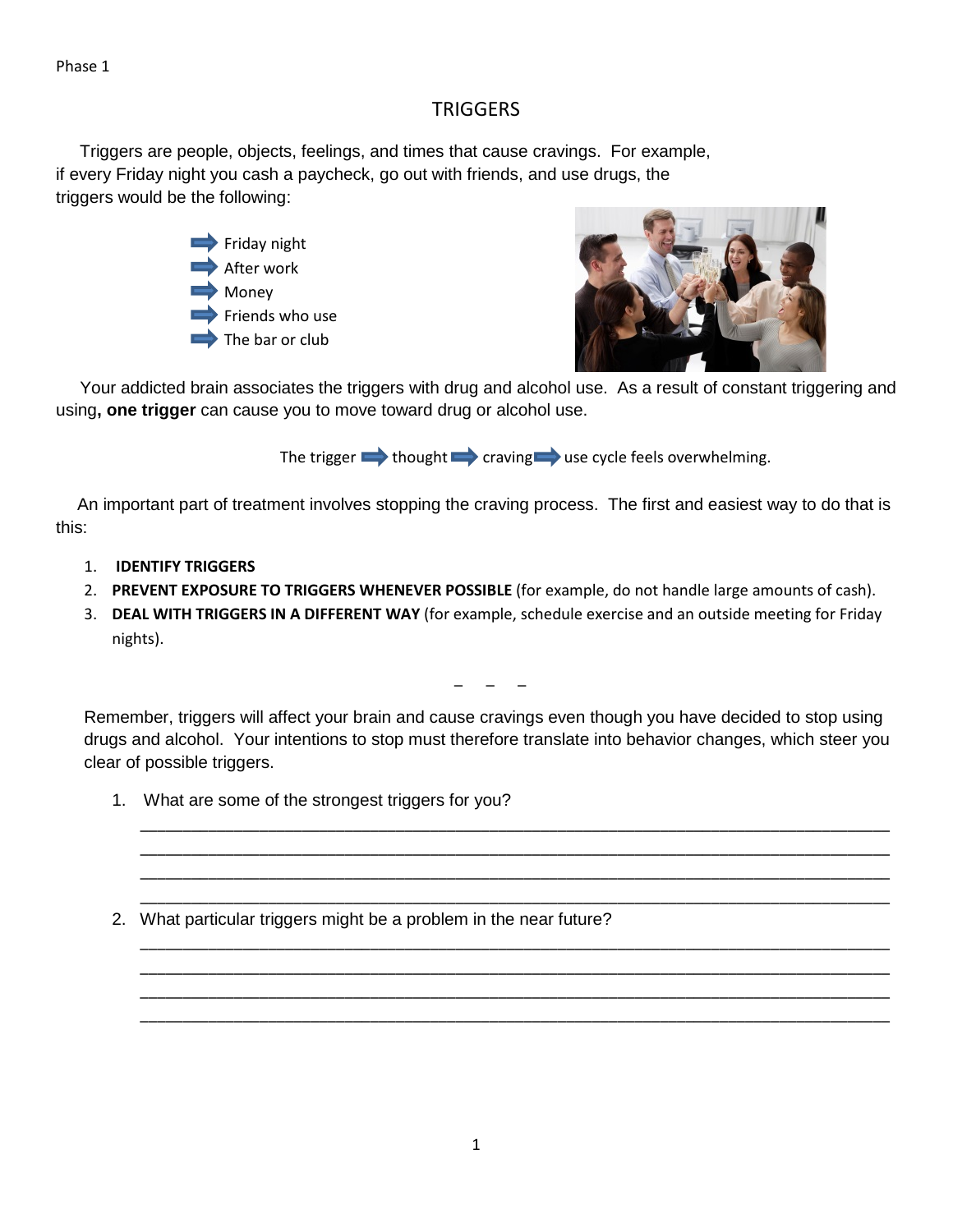Phase 1

# TRIGGERS

Triggers are people, objects, feelings, and times that cause cravings. For example, if every Friday night you cash a paycheck, go out with friends, and use drugs, the triggers would be the following:

- ➡ Friday night
- ➡ After work
- ➡ Money
- ➡ Friends who use
- ➡ The bar or club

Your addicted brain associates the triggers with drug and alcohol use. As a result of constant triggering and using**, one trigger** can cause you to move toward drug or alcohol use.

The trigger ➡ thought ➡ craving ➡ use cycle feels overwhelming.

An important part of treatment involves stopping the craving process. The first and easiest way to do that is this:

1. **IDENTIFY TRIGGERS**
2. **PREVENT EXPOSURE TO TRIGGERS WHENEVER POSSIBLE** (for example, do not handle large amounts of cash).
3. **DEAL WITH TRIGGERS IN A DIFFERENT WAY** (for example, schedule exercise and an outside meeting for Friday nights).

– – –

Remember, triggers will affect your brain and cause cravings even though you have decided to stop using drugs and alcohol. Your intentions to stop must therefore translate into behavior changes, which steer you clear of possible triggers.

1. What are some of the strongest triggers for you?

______________________________________________________________________________
______________________________________________________________________________
______________________________________________________________________________
______________________________________________________________________________

2. What particular triggers might be a problem in the near future?

______________________________________________________________________________
______________________________________________________________________________
______________________________________________________________________________
______________________________________________________________________________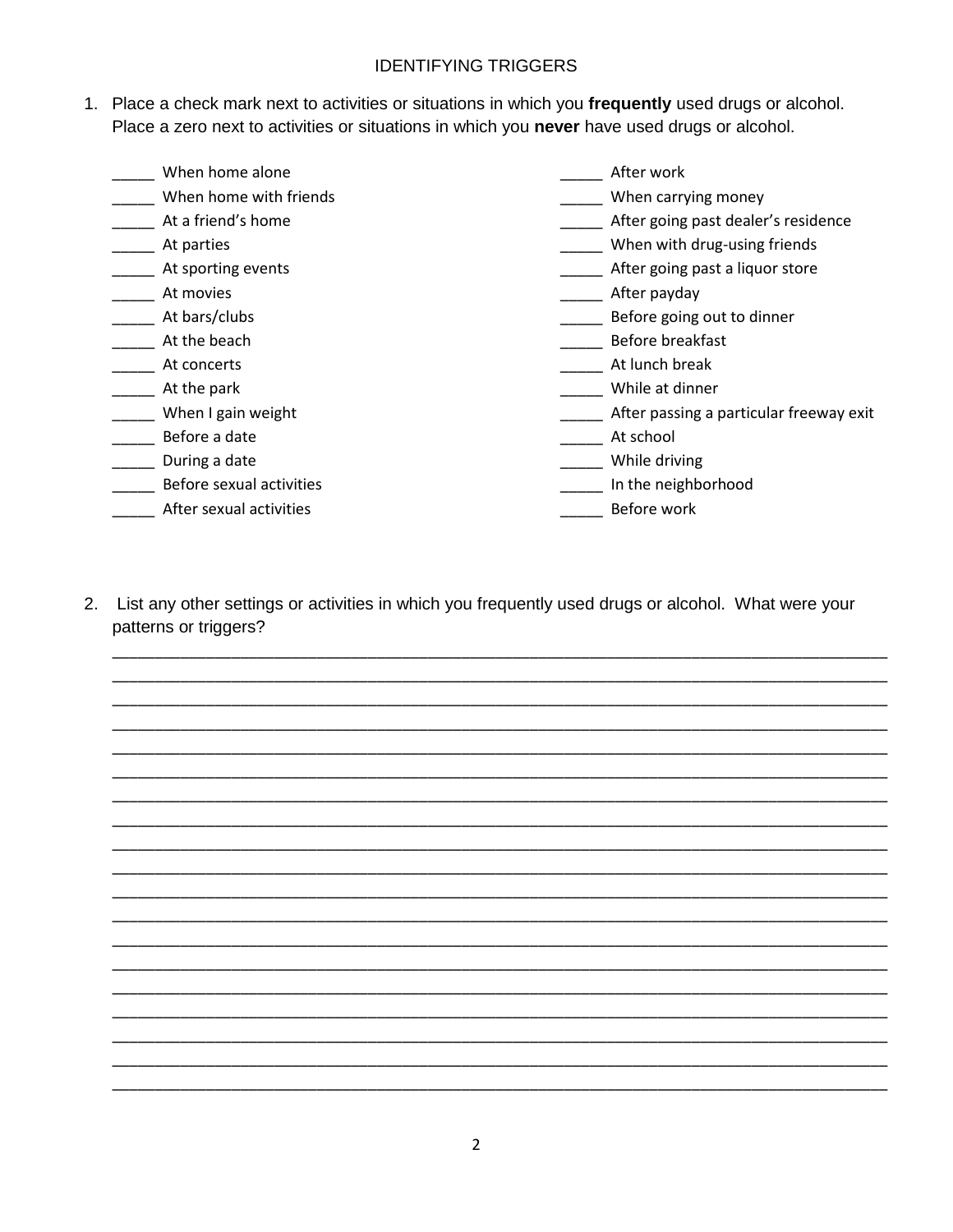IDENTIFYING TRIGGERS

1. Place a check mark next to activities or situations in which you **frequently** used drugs or alcohol. Place a zero next to activities or situations in which you **never** have used drugs or alcohol.

_____ When home alone
_____ When home with friends
_____ At a friend's home
_____ At parties
_____ At sporting events
_____ At movies
_____ At bars/clubs
_____ At the beach
_____ At concerts
_____ At the park
_____ When I gain weight
_____ Before a date
_____ During a date
_____ Before sexual activities
_____ After sexual activities

_____ After work
_____ When carrying money
_____ After going past dealer's residence
_____ When with drug-using friends
_____ After going past a liquor store
_____ After payday
_____ Before going out to dinner
_____ Before breakfast
_____ At lunch break
_____ While at dinner
_____ After passing a particular freeway exit
_____ At school
_____ While driving
_____ In the neighborhood
_____ Before work

2. List any other settings or activities in which you frequently used drugs or alcohol. What were your patterns or triggers?

_____________________________________________________________________________________
_____________________________________________________________________________________
_____________________________________________________________________________________
_____________________________________________________________________________________
_____________________________________________________________________________________
_____________________________________________________________________________________
_____________________________________________________________________________________
_____________________________________________________________________________________
_____________________________________________________________________________________
_____________________________________________________________________________________
_____________________________________________________________________________________
_____________________________________________________________________________________
_____________________________________________________________________________________
_____________________________________________________________________________________
_____________________________________________________________________________________
_____________________________________________________________________________________
_____________________________________________________________________________________
_____________________________________________________________________________________
_____________________________________________________________________________________